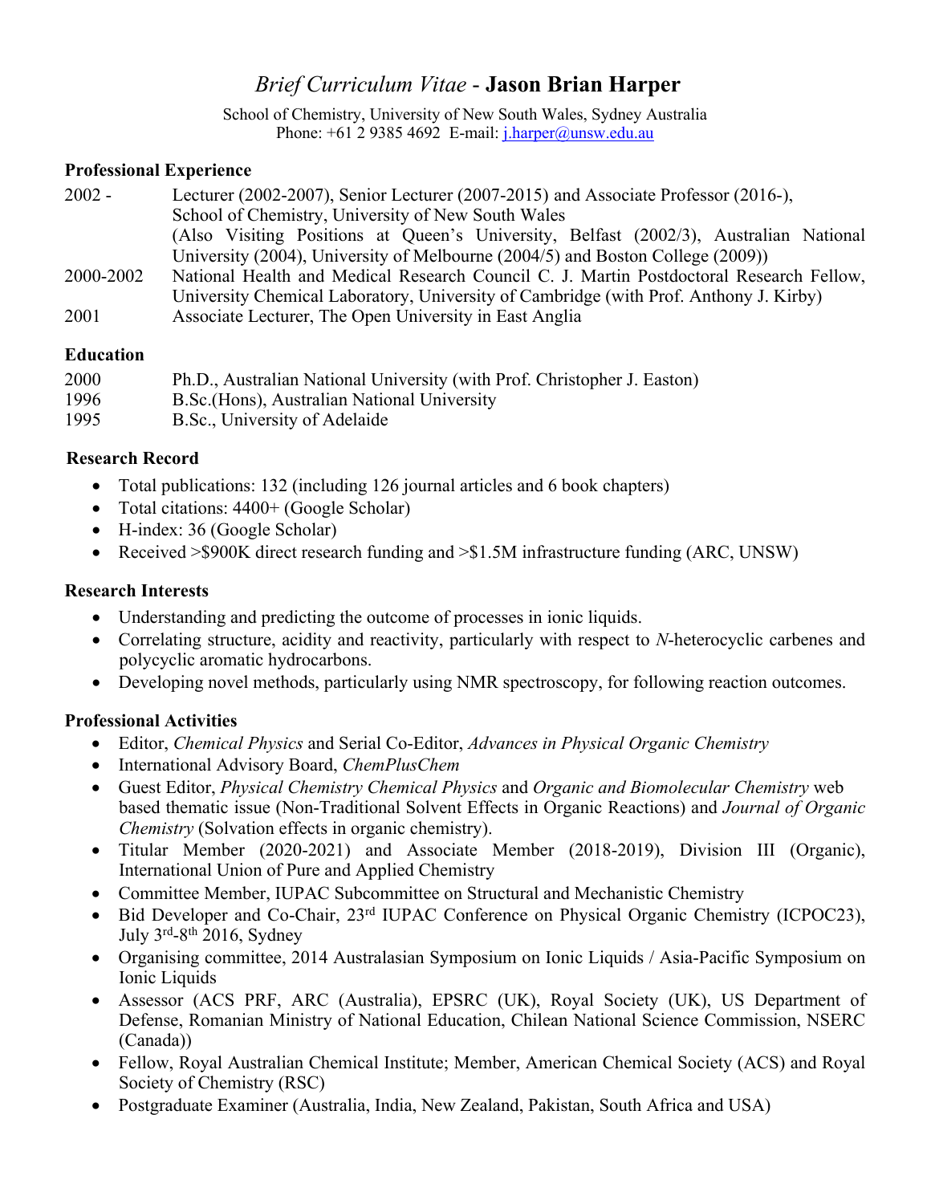# *Brief Curriculum Vitae* - **Jason Brian Harper**

School of Chemistry, University of New South Wales, Sydney Australia
Phone: +61 2 9385 4692 E-mail: j.harper@unsw.edu.au

## Professional Experience

| | |
|---|---|
| 2002 - | Lecturer (2002-2007), Senior Lecturer (2007-2015) and Associate Professor (2016-), School of Chemistry, University of New South Wales (Also Visiting Positions at Queen's University, Belfast (2002/3), Australian National University (2004), University of Melbourne (2004/5) and Boston College (2009)) |
| 2000-2002 | National Health and Medical Research Council C. J. Martin Postdoctoral Research Fellow, University Chemical Laboratory, University of Cambridge (with Prof. Anthony J. Kirby) |
| 2001 | Associate Lecturer, The Open University in East Anglia |

## Education

| | |
|---|---|
| 2000 | Ph.D., Australian National University (with Prof. Christopher J. Easton) |
| 1996 | B.Sc.(Hons), Australian National University |
| 1995 | B.Sc., University of Adelaide |

## Research Record

- Total publications: 132 (including 126 journal articles and 6 book chapters)
- Total citations: 4400+ (Google Scholar)
- H-index: 36 (Google Scholar)
- Received >$900K direct research funding and >$1.5M infrastructure funding (ARC, UNSW)

## Research Interests

- Understanding and predicting the outcome of processes in ionic liquids.
- Correlating structure, acidity and reactivity, particularly with respect to *N*-heterocyclic carbenes and polycyclic aromatic hydrocarbons.
- Developing novel methods, particularly using NMR spectroscopy, for following reaction outcomes.

## Professional Activities

- Editor, *Chemical Physics* and Serial Co-Editor, *Advances in Physical Organic Chemistry*
- International Advisory Board, *ChemPlusChem*
- Guest Editor, *Physical Chemistry Chemical Physics* and *Organic and Biomolecular Chemistry* web based thematic issue (Non-Traditional Solvent Effects in Organic Reactions) and *Journal of Organic Chemistry* (Solvation effects in organic chemistry).
- Titular Member (2020-2021) and Associate Member (2018-2019), Division III (Organic), International Union of Pure and Applied Chemistry
- Committee Member, IUPAC Subcommittee on Structural and Mechanistic Chemistry
- Bid Developer and Co-Chair, 23rd IUPAC Conference on Physical Organic Chemistry (ICPOC23), July 3rd-8th 2016, Sydney
- Organising committee, 2014 Australasian Symposium on Ionic Liquids / Asia-Pacific Symposium on Ionic Liquids
- Assessor (ACS PRF, ARC (Australia), EPSRC (UK), Royal Society (UK), US Department of Defense, Romanian Ministry of National Education, Chilean National Science Commission, NSERC (Canada))
- Fellow, Royal Australian Chemical Institute; Member, American Chemical Society (ACS) and Royal Society of Chemistry (RSC)
- Postgraduate Examiner (Australia, India, New Zealand, Pakistan, South Africa and USA)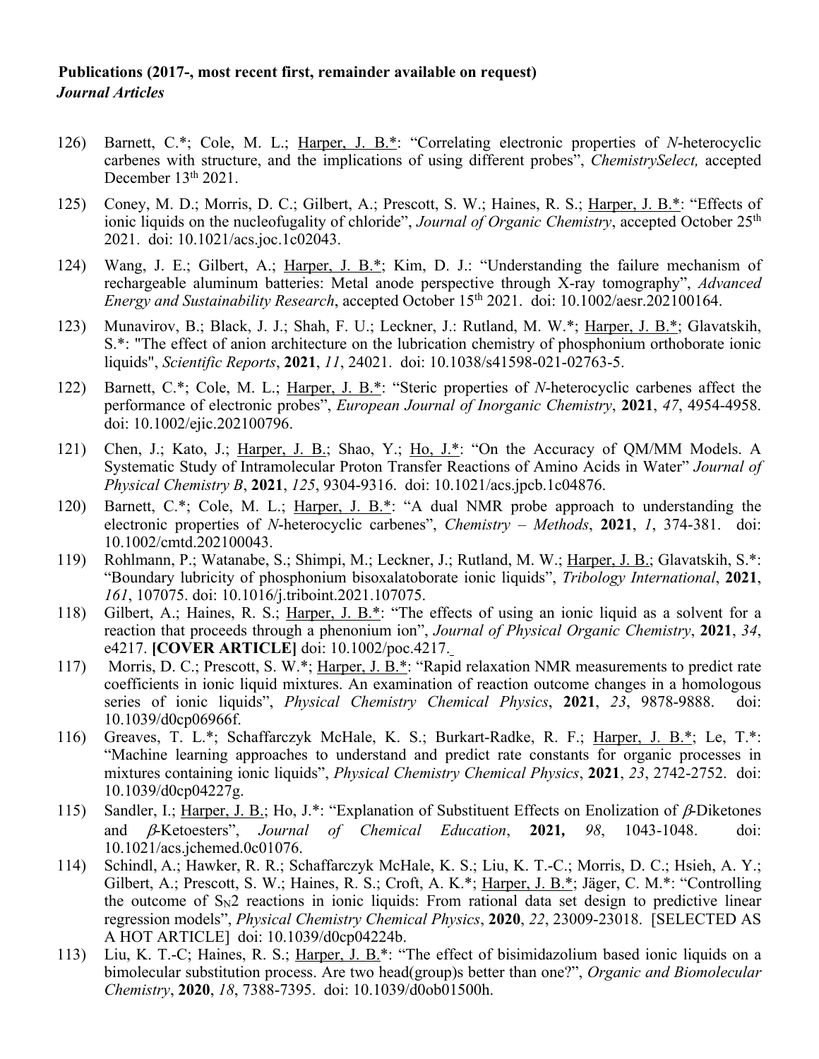**Publications (2017-, most recent first, remainder available on request)**
***Journal Articles***

126) Barnett, C.*; Cole, M. L.; Harper, J. B.*: "Correlating electronic properties of *N*-heterocyclic carbenes with structure, and the implications of using different probes", *ChemistrySelect,* accepted December 13th 2021.

125) Coney, M. D.; Morris, D. C.; Gilbert, A.; Prescott, S. W.; Haines, R. S.; Harper, J. B.*: "Effects of ionic liquids on the nucleofugality of chloride", *Journal of Organic Chemistry*, accepted October 25th 2021. doi: 10.1021/acs.joc.1c02043.

124) Wang, J. E.; Gilbert, A.; Harper, J. B.*; Kim, D. J.: "Understanding the failure mechanism of rechargeable aluminum batteries: Metal anode perspective through X-ray tomography", *Advanced Energy and Sustainability Research*, accepted October 15th 2021. doi: 10.1002/aesr.202100164.

123) Munavirov, B.; Black, J. J.; Shah, F. U.; Leckner, J.: Rutland, M. W.*; Harper, J. B.*; Glavatskih, S.*: "The effect of anion architecture on the lubrication chemistry of phosphonium orthoborate ionic liquids", *Scientific Reports*, **2021**, *11*, 24021. doi: 10.1038/s41598-021-02763-5.

122) Barnett, C.*; Cole, M. L.; Harper, J. B.*: "Steric properties of *N*-heterocyclic carbenes affect the performance of electronic probes", *European Journal of Inorganic Chemistry*, **2021**, *47*, 4954-4958. doi: 10.1002/ejic.202100796.

121) Chen, J.; Kato, J.; Harper, J. B.; Shao, Y.; Ho, J.*: "On the Accuracy of QM/MM Models. A Systematic Study of Intramolecular Proton Transfer Reactions of Amino Acids in Water" *Journal of Physical Chemistry B*, **2021**, *125*, 9304-9316. doi: 10.1021/acs.jpcb.1c04876.

120) Barnett, C.*; Cole, M. L.; Harper, J. B.*: "A dual NMR probe approach to understanding the electronic properties of *N*-heterocyclic carbenes", *Chemistry – Methods*, **2021**, *1*, 374-381. doi: 10.1002/cmtd.202100043.

119) Rohlmann, P.; Watanabe, S.; Shimpi, M.; Leckner, J.; Rutland, M. W.; Harper, J. B.; Glavatskih, S.*: "Boundary lubricity of phosphonium bisoxalatoborate ionic liquids", *Tribology International*, **2021**, *161*, 107075. doi: 10.1016/j.triboint.2021.107075.

118) Gilbert, A.; Haines, R. S.; Harper, J. B.*: "The effects of using an ionic liquid as a solvent for a reaction that proceeds through a phenonium ion", *Journal of Physical Organic Chemistry*, **2021**, *34*, e4217. **[COVER ARTICLE]** doi: 10.1002/poc.4217.

117) Morris, D. C.; Prescott, S. W.*; Harper, J. B.*: "Rapid relaxation NMR measurements to predict rate coefficients in ionic liquid mixtures. An examination of reaction outcome changes in a homologous series of ionic liquids", *Physical Chemistry Chemical Physics*, **2021**, *23*, 9878-9888. doi: 10.1039/d0cp06966f.

116) Greaves, T. L.*; Schaffarczyk McHale, K. S.; Burkart-Radke, R. F.; Harper, J. B.*; Le, T.*: "Machine learning approaches to understand and predict rate constants for organic processes in mixtures containing ionic liquids", *Physical Chemistry Chemical Physics*, **2021**, *23*, 2742-2752. doi: 10.1039/d0cp04227g.

115) Sandler, I.; Harper, J. B.; Ho, J.*: "Explanation of Substituent Effects on Enolization of $\beta$-Diketones and $\beta$-Ketoesters", *Journal of Chemical Education*, **2021,** *98*, 1043-1048. doi: 10.1021/acs.jchemed.0c01076.

114) Schindl, A.; Hawker, R. R.; Schaffarczyk McHale, K. S.; Liu, K. T.-C.; Morris, D. C.; Hsieh, A. Y.; Gilbert, A.; Prescott, S. W.; Haines, R. S.; Croft, A. K.*; Harper, J. B.*; Jäger, C. M.*: "Controlling the outcome of $S_N2$ reactions in ionic liquids: From rational data set design to predictive linear regression models", *Physical Chemistry Chemical Physics*, **2020**, *22*, 23009-23018. [SELECTED AS A HOT ARTICLE] doi: 10.1039/d0cp04224b.

113) Liu, K. T.-C; Haines, R. S.; Harper, J. B.*: "The effect of bisimidazolium based ionic liquids on a bimolecular substitution process. Are two head(group)s better than one?", *Organic and Biomolecular Chemistry*, **2020**, *18*, 7388-7395. doi: 10.1039/d0ob01500h.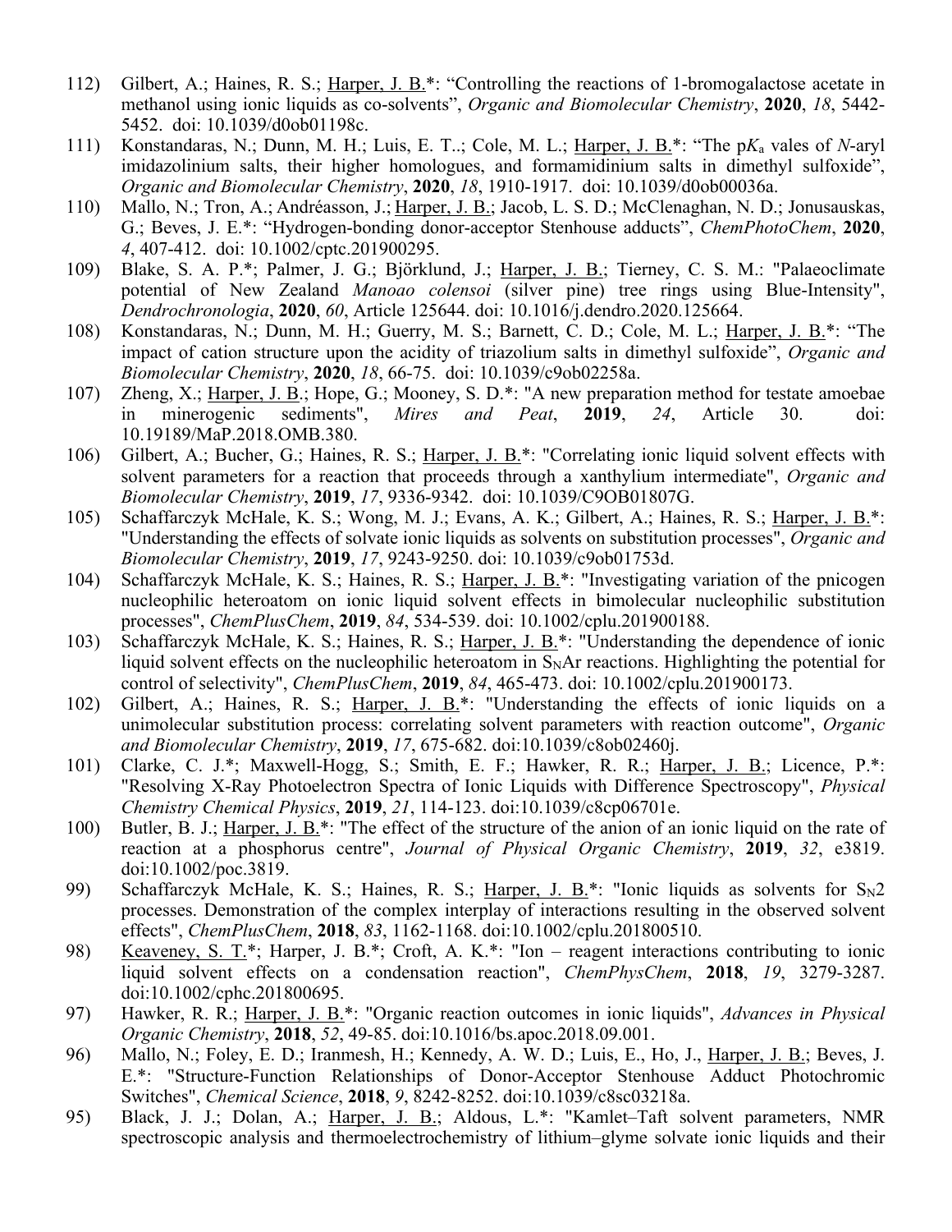112) Gilbert, A.; Haines, R. S.; Harper, J. B.*: "Controlling the reactions of 1-bromogalactose acetate in methanol using ionic liquids as co-solvents", *Organic and Biomolecular Chemistry*, **2020**, *18*, 5442-5452. doi: 10.1039/d0ob01198c.

111) Konstandaras, N.; Dunn, M. H.; Luis, E. T..; Cole, M. L.; Harper, J. B.*: "The p$K_a$ vales of *N*-aryl imidazolinium salts, their higher homologues, and formamidinium salts in dimethyl sulfoxide", *Organic and Biomolecular Chemistry*, **2020**, *18*, 1910-1917. doi: 10.1039/d0ob00036a.

110) Mallo, N.; Tron, A.; Andréasson, J.; Harper, J. B.; Jacob, L. S. D.; McClenaghan, N. D.; Jonusauskas, G.; Beves, J. E.*: "Hydrogen-bonding donor-acceptor Stenhouse adducts", *ChemPhotoChem*, **2020**, *4*, 407-412. doi: 10.1002/cptc.201900295.

109) Blake, S. A. P.*; Palmer, J. G.; Björklund, J.; Harper, J. B.; Tierney, C. S. M.: "Palaeoclimate potential of New Zealand *Manoao colensoi* (silver pine) tree rings using Blue-Intensity", *Dendrochronologia*, **2020**, *60*, Article 125644. doi: 10.1016/j.dendro.2020.125664.

108) Konstandaras, N.; Dunn, M. H.; Guerry, M. S.; Barnett, C. D.; Cole, M. L.; Harper, J. B.*: "The impact of cation structure upon the acidity of triazolium salts in dimethyl sulfoxide", *Organic and Biomolecular Chemistry*, **2020**, *18*, 66-75. doi: 10.1039/c9ob02258a.

107) Zheng, X.; Harper, J. B.; Hope, G.; Mooney, S. D.*: "A new preparation method for testate amoebae in minerogenic sediments", *Mires and Peat*, **2019**, *24*, Article 30. doi: 10.19189/MaP.2018.OMB.380.

106) Gilbert, A.; Bucher, G.; Haines, R. S.; Harper, J. B.*: "Correlating ionic liquid solvent effects with solvent parameters for a reaction that proceeds through a xanthylium intermediate", *Organic and Biomolecular Chemistry*, **2019**, *17*, 9336-9342. doi: 10.1039/C9OB01807G.

105) Schaffarczyk McHale, K. S.; Wong, M. J.; Evans, A. K.; Gilbert, A.; Haines, R. S.; Harper, J. B.*: "Understanding the effects of solvate ionic liquids as solvents on substitution processes", *Organic and Biomolecular Chemistry*, **2019**, *17*, 9243-9250. doi: 10.1039/c9ob01753d.

104) Schaffarczyk McHale, K. S.; Haines, R. S.; Harper, J. B.*: "Investigating variation of the pnicogen nucleophilic heteroatom on ionic liquid solvent effects in bimolecular nucleophilic substitution processes", *ChemPlusChem*, **2019**, *84*, 534-539. doi: 10.1002/cplu.201900188.

103) Schaffarczyk McHale, K. S.; Haines, R. S.; Harper, J. B.*: "Understanding the dependence of ionic liquid solvent effects on the nucleophilic heteroatom in $S_NAr$ reactions. Highlighting the potential for control of selectivity", *ChemPlusChem*, **2019**, *84*, 465-473. doi: 10.1002/cplu.201900173.

102) Gilbert, A.; Haines, R. S.; Harper, J. B.*: "Understanding the effects of ionic liquids on a unimolecular substitution process: correlating solvent parameters with reaction outcome", *Organic and Biomolecular Chemistry*, **2019**, *17*, 675-682. doi:10.1039/c8ob02460j.

101) Clarke, C. J.*; Maxwell-Hogg, S.; Smith, E. F.; Hawker, R. R.; Harper, J. B.; Licence, P.*: "Resolving X-Ray Photoelectron Spectra of Ionic Liquids with Difference Spectroscopy", *Physical Chemistry Chemical Physics*, **2019**, *21*, 114-123. doi:10.1039/c8cp06701e.

100) Butler, B. J.; Harper, J. B.*: "The effect of the structure of the anion of an ionic liquid on the rate of reaction at a phosphorus centre", *Journal of Physical Organic Chemistry*, **2019**, *32*, e3819. doi:10.1002/poc.3819.

99) Schaffarczyk McHale, K. S.; Haines, R. S.; Harper, J. B.*: "Ionic liquids as solvents for $S_N2$ processes. Demonstration of the complex interplay of interactions resulting in the observed solvent effects", *ChemPlusChem*, **2018**, *83*, 1162-1168. doi:10.1002/cplu.201800510.

98) Keaveney, S. T.*; Harper, J. B.*; Croft, A. K.*: "Ion – reagent interactions contributing to ionic liquid solvent effects on a condensation reaction", *ChemPhysChem*, **2018**, *19*, 3279-3287. doi:10.1002/cphc.201800695.

97) Hawker, R. R.; Harper, J. B.*: "Organic reaction outcomes in ionic liquids", *Advances in Physical Organic Chemistry*, **2018**, *52*, 49-85. doi:10.1016/bs.apoc.2018.09.001.

96) Mallo, N.; Foley, E. D.; Iranmesh, H.; Kennedy, A. W. D.; Luis, E., Ho, J., Harper, J. B.; Beves, J. E.*: "Structure-Function Relationships of Donor-Acceptor Stenhouse Adduct Photochromic Switches", *Chemical Science*, **2018**, *9*, 8242-8252. doi:10.1039/c8sc03218a.

95) Black, J. J.; Dolan, A.; Harper, J. B.; Aldous, L.*: "Kamlet–Taft solvent parameters, NMR spectroscopic analysis and thermoelectrochemistry of lithium–glyme solvate ionic liquids and their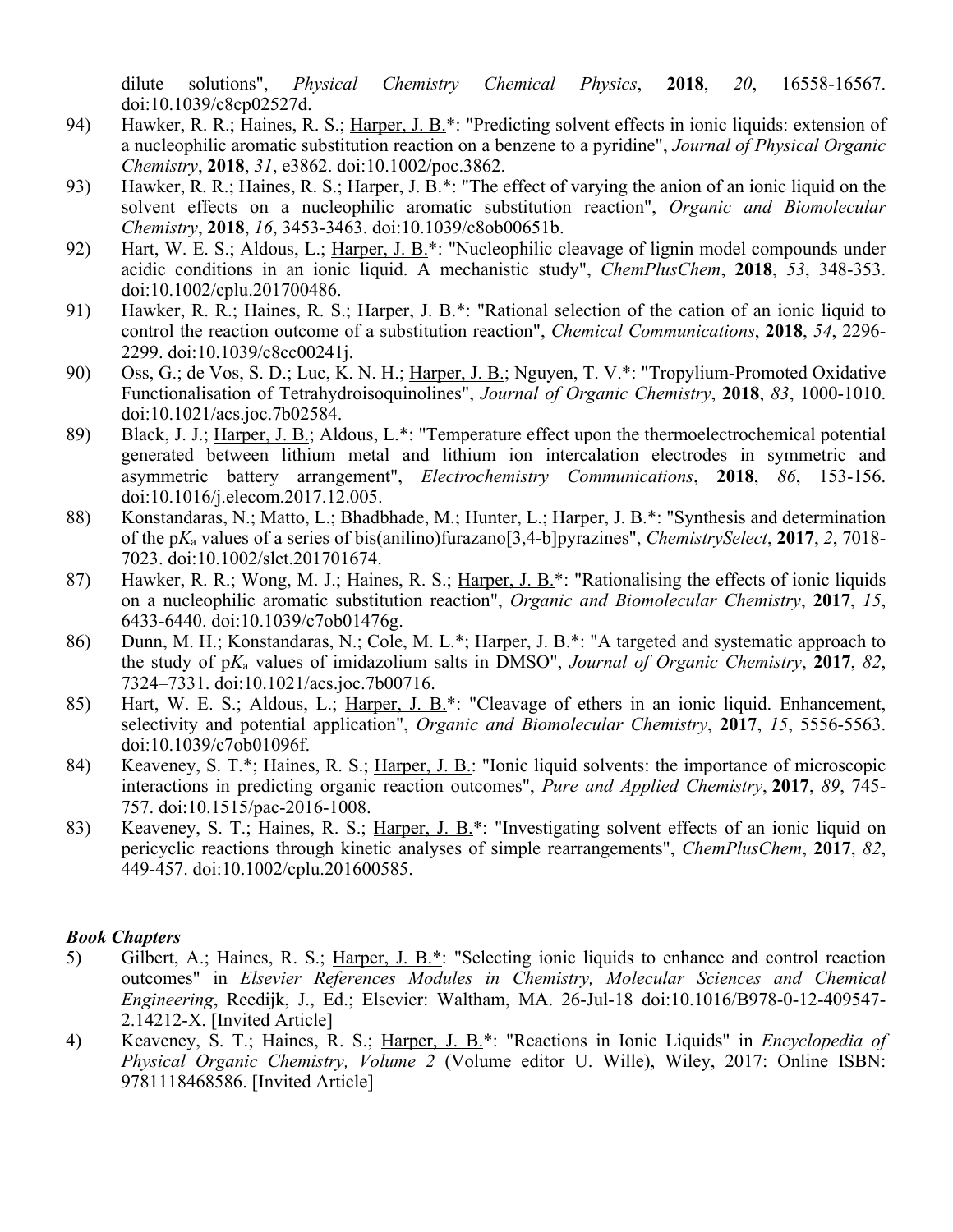dilute solutions", *Physical Chemistry Chemical Physics*, **2018**, *20*, 16558-16567. doi:10.1039/c8cp02527d.

94) Hawker, R. R.; Haines, R. S.; Harper, J. B.*: "Predicting solvent effects in ionic liquids: extension of a nucleophilic aromatic substitution reaction on a benzene to a pyridine", *Journal of Physical Organic Chemistry*, **2018**, *31*, e3862. doi:10.1002/poc.3862.

93) Hawker, R. R.; Haines, R. S.; Harper, J. B.*: "The effect of varying the anion of an ionic liquid on the solvent effects on a nucleophilic aromatic substitution reaction", *Organic and Biomolecular Chemistry*, **2018**, *16*, 3453-3463. doi:10.1039/c8ob00651b.

92) Hart, W. E. S.; Aldous, L.; Harper, J. B.*: "Nucleophilic cleavage of lignin model compounds under acidic conditions in an ionic liquid. A mechanistic study", *ChemPlusChem*, **2018**, *53*, 348-353. doi:10.1002/cplu.201700486.

91) Hawker, R. R.; Haines, R. S.; Harper, J. B.*: "Rational selection of the cation of an ionic liquid to control the reaction outcome of a substitution reaction", *Chemical Communications*, **2018**, *54*, 2296-2299. doi:10.1039/c8cc00241j.

90) Oss, G.; de Vos, S. D.; Luc, K. N. H.; Harper, J. B.; Nguyen, T. V.*: "Tropylium-Promoted Oxidative Functionalisation of Tetrahydroisoquinolines", *Journal of Organic Chemistry*, **2018**, *83*, 1000-1010. doi:10.1021/acs.joc.7b02584.

89) Black, J. J.; Harper, J. B.; Aldous, L.*: "Temperature effect upon the thermoelectrochemical potential generated between lithium metal and lithium ion intercalation electrodes in symmetric and asymmetric battery arrangement", *Electrochemistry Communications*, **2018**, *86*, 153-156. doi:10.1016/j.elecom.2017.12.005.

88) Konstandaras, N.; Matto, L.; Bhadbhade, M.; Hunter, L.; Harper, J. B.*: "Synthesis and determination of the p$K_a$ values of a series of bis(anilino)furazano[3,4-b]pyrazines", *ChemistrySelect*, **2017**, *2*, 7018-7023. doi:10.1002/slct.201701674.

87) Hawker, R. R.; Wong, M. J.; Haines, R. S.; Harper, J. B.*: "Rationalising the effects of ionic liquids on a nucleophilic aromatic substitution reaction", *Organic and Biomolecular Chemistry*, **2017**, *15*, 6433-6440. doi:10.1039/c7ob01476g.

86) Dunn, M. H.; Konstandaras, N.; Cole, M. L.*; Harper, J. B.*: "A targeted and systematic approach to the study of p$K_a$ values of imidazolium salts in DMSO", *Journal of Organic Chemistry*, **2017**, *82*, 7324–7331. doi:10.1021/acs.joc.7b00716.

85) Hart, W. E. S.; Aldous, L.; Harper, J. B.*: "Cleavage of ethers in an ionic liquid. Enhancement, selectivity and potential application", *Organic and Biomolecular Chemistry*, **2017**, *15*, 5556-5563. doi:10.1039/c7ob01096f.

84) Keaveney, S. T.*; Haines, R. S.; Harper, J. B.: "Ionic liquid solvents: the importance of microscopic interactions in predicting organic reaction outcomes", *Pure and Applied Chemistry*, **2017**, *89*, 745-757. doi:10.1515/pac-2016-1008.

83) Keaveney, S. T.; Haines, R. S.; Harper, J. B.*: "Investigating solvent effects of an ionic liquid on pericyclic reactions through kinetic analyses of simple rearrangements", *ChemPlusChem*, **2017**, *82*, 449-457. doi:10.1002/cplu.201600585.

***Book Chapters***

5) Gilbert, A.; Haines, R. S.; Harper, J. B.*: "Selecting ionic liquids to enhance and control reaction outcomes" in *Elsevier References Modules in Chemistry, Molecular Sciences and Chemical Engineering*, Reedijk, J., Ed.; Elsevier: Waltham, MA. 26-Jul-18 doi:10.1016/B978-0-12-409547-2.14212-X. [Invited Article]

4) Keaveney, S. T.; Haines, R. S.; Harper, J. B.*: "Reactions in Ionic Liquids" in *Encyclopedia of Physical Organic Chemistry, Volume 2* (Volume editor U. Wille), Wiley, 2017: Online ISBN: 9781118468586. [Invited Article]